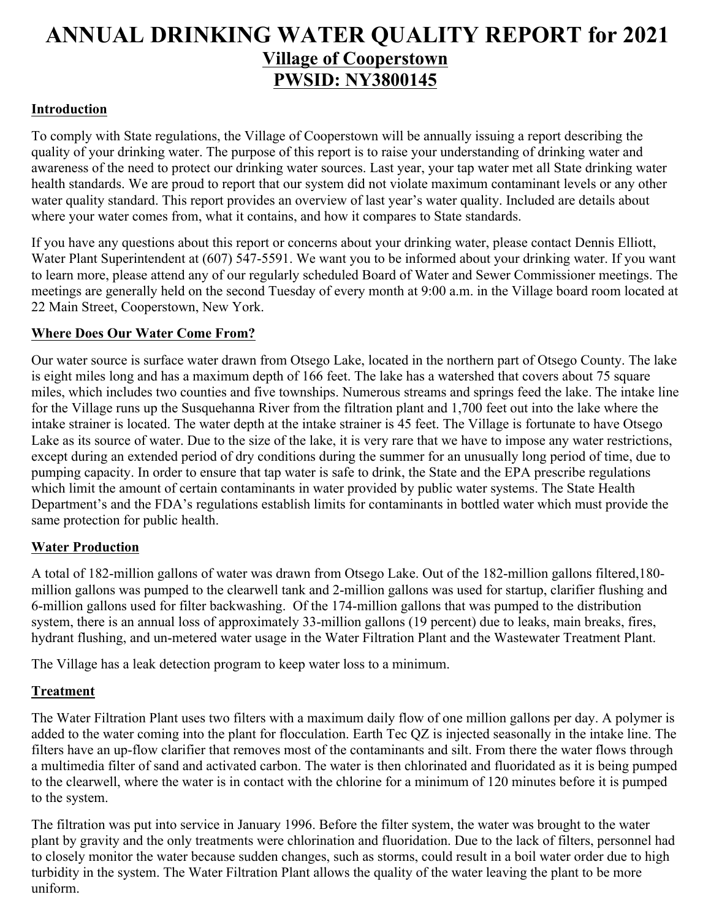# ANNUAL DRINKING WATER QUALITY REPORT for 2021

## Village of Cooperstown

## PWSID: NY3800145

### Introduction

To comply with State regulations, the Village of Cooperstown will be annually issuing a report describing the quality of your drinking water. The purpose of this report is to raise your understanding of drinking water and awareness of the need to protect our drinking water sources. Last year, your tap water met all State drinking water health standards. We are proud to report that our system did not violate maximum contaminant levels or any other water quality standard. This report provides an overview of last year's water quality. Included are details about where your water comes from, what it contains, and how it compares to State standards.

If you have any questions about this report or concerns about your drinking water, please contact Dennis Elliott, Water Plant Superintendent at (607) 547-5591. We want you to be informed about your drinking water. If you want to learn more, please attend any of our regularly scheduled Board of Water and Sewer Commissioner meetings. The meetings are generally held on the second Tuesday of every month at 9:00 a.m. in the Village board room located at 22 Main Street, Cooperstown, New York.

### Where Does Our Water Come From?

Our water source is surface water drawn from Otsego Lake, located in the northern part of Otsego County. The lake is eight miles long and has a maximum depth of 166 feet. The lake has a watershed that covers about 75 square miles, which includes two counties and five townships. Numerous streams and springs feed the lake. The intake line for the Village runs up the Susquehanna River from the filtration plant and 1,700 feet out into the lake where the intake strainer is located. The water depth at the intake strainer is 45 feet. The Village is fortunate to have Otsego Lake as its source of water. Due to the size of the lake, it is very rare that we have to impose any water restrictions, except during an extended period of dry conditions during the summer for an unusually long period of time, due to pumping capacity. In order to ensure that tap water is safe to drink, the State and the EPA prescribe regulations which limit the amount of certain contaminants in water provided by public water systems. The State Health Department's and the FDA's regulations establish limits for contaminants in bottled water which must provide the same protection for public health.

### Water Production

A total of 182-million gallons of water was drawn from Otsego Lake. Out of the 182-million gallons filtered,180-million gallons was pumped to the clearwell tank and 2-million gallons was used for startup, clarifier flushing and 6-million gallons used for filter backwashing. Of the 174-million gallons that was pumped to the distribution system, there is an annual loss of approximately 33-million gallons (19 percent) due to leaks, main breaks, fires, hydrant flushing, and un-metered water usage in the Water Filtration Plant and the Wastewater Treatment Plant.

The Village has a leak detection program to keep water loss to a minimum.

### Treatment

The Water Filtration Plant uses two filters with a maximum daily flow of one million gallons per day. A polymer is added to the water coming into the plant for flocculation. Earth Tec QZ is injected seasonally in the intake line. The filters have an up-flow clarifier that removes most of the contaminants and silt. From there the water flows through a multimedia filter of sand and activated carbon. The water is then chlorinated and fluoridated as it is being pumped to the clearwell, where the water is in contact with the chlorine for a minimum of 120 minutes before it is pumped to the system.

The filtration was put into service in January 1996. Before the filter system, the water was brought to the water plant by gravity and the only treatments were chlorination and fluoridation. Due to the lack of filters, personnel had to closely monitor the water because sudden changes, such as storms, could result in a boil water order due to high turbidity in the system. The Water Filtration Plant allows the quality of the water leaving the plant to be more uniform.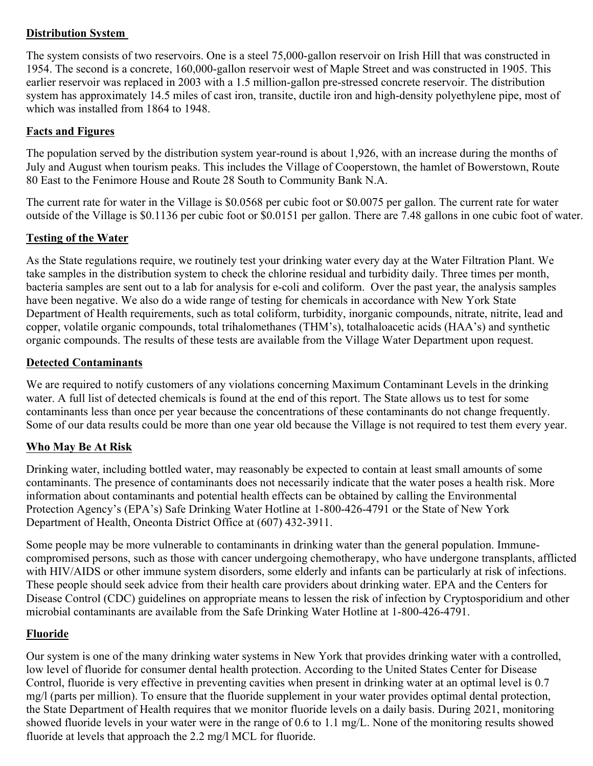## Distribution System

The system consists of two reservoirs. One is a steel 75,000-gallon reservoir on Irish Hill that was constructed in 1954. The second is a concrete, 160,000-gallon reservoir west of Maple Street and was constructed in 1905. This earlier reservoir was replaced in 2003 with a 1.5 million-gallon pre-stressed concrete reservoir. The distribution system has approximately 14.5 miles of cast iron, transite, ductile iron and high-density polyethylene pipe, most of which was installed from 1864 to 1948.

## Facts and Figures

The population served by the distribution system year-round is about 1,926, with an increase during the months of July and August when tourism peaks. This includes the Village of Cooperstown, the hamlet of Bowerstown, Route 80 East to the Fenimore House and Route 28 South to Community Bank N.A.

The current rate for water in the Village is $0.0568 per cubic foot or $0.0075 per gallon. The current rate for water outside of the Village is $0.1136 per cubic foot or $0.0151 per gallon. There are 7.48 gallons in one cubic foot of water.

## Testing of the Water

As the State regulations require, we routinely test your drinking water every day at the Water Filtration Plant. We take samples in the distribution system to check the chlorine residual and turbidity daily. Three times per month, bacteria samples are sent out to a lab for analysis for e-coli and coliform. Over the past year, the analysis samples have been negative. We also do a wide range of testing for chemicals in accordance with New York State Department of Health requirements, such as total coliform, turbidity, inorganic compounds, nitrate, nitrite, lead and copper, volatile organic compounds, total trihalomethanes (THM's), totalhaloacetic acids (HAA's) and synthetic organic compounds. The results of these tests are available from the Village Water Department upon request.

## Detected Contaminants

We are required to notify customers of any violations concerning Maximum Contaminant Levels in the drinking water. A full list of detected chemicals is found at the end of this report. The State allows us to test for some contaminants less than once per year because the concentrations of these contaminants do not change frequently. Some of our data results could be more than one year old because the Village is not required to test them every year.

## Who May Be At Risk

Drinking water, including bottled water, may reasonably be expected to contain at least small amounts of some contaminants. The presence of contaminants does not necessarily indicate that the water poses a health risk. More information about contaminants and potential health effects can be obtained by calling the Environmental Protection Agency's (EPA's) Safe Drinking Water Hotline at 1-800-426-4791 or the State of New York Department of Health, Oneonta District Office at (607) 432-3911.

Some people may be more vulnerable to contaminants in drinking water than the general population. Immune-compromised persons, such as those with cancer undergoing chemotherapy, who have undergone transplants, afflicted with HIV/AIDS or other immune system disorders, some elderly and infants can be particularly at risk of infections. These people should seek advice from their health care providers about drinking water. EPA and the Centers for Disease Control (CDC) guidelines on appropriate means to lessen the risk of infection by Cryptosporidium and other microbial contaminants are available from the Safe Drinking Water Hotline at 1-800-426-4791.

## Fluoride

Our system is one of the many drinking water systems in New York that provides drinking water with a controlled, low level of fluoride for consumer dental health protection. According to the United States Center for Disease Control, fluoride is very effective in preventing cavities when present in drinking water at an optimal level is 0.7 mg/l (parts per million). To ensure that the fluoride supplement in your water provides optimal dental protection, the State Department of Health requires that we monitor fluoride levels on a daily basis. During 2021, monitoring showed fluoride levels in your water were in the range of 0.6 to 1.1 mg/L. None of the monitoring results showed fluoride at levels that approach the 2.2 mg/l MCL for fluoride.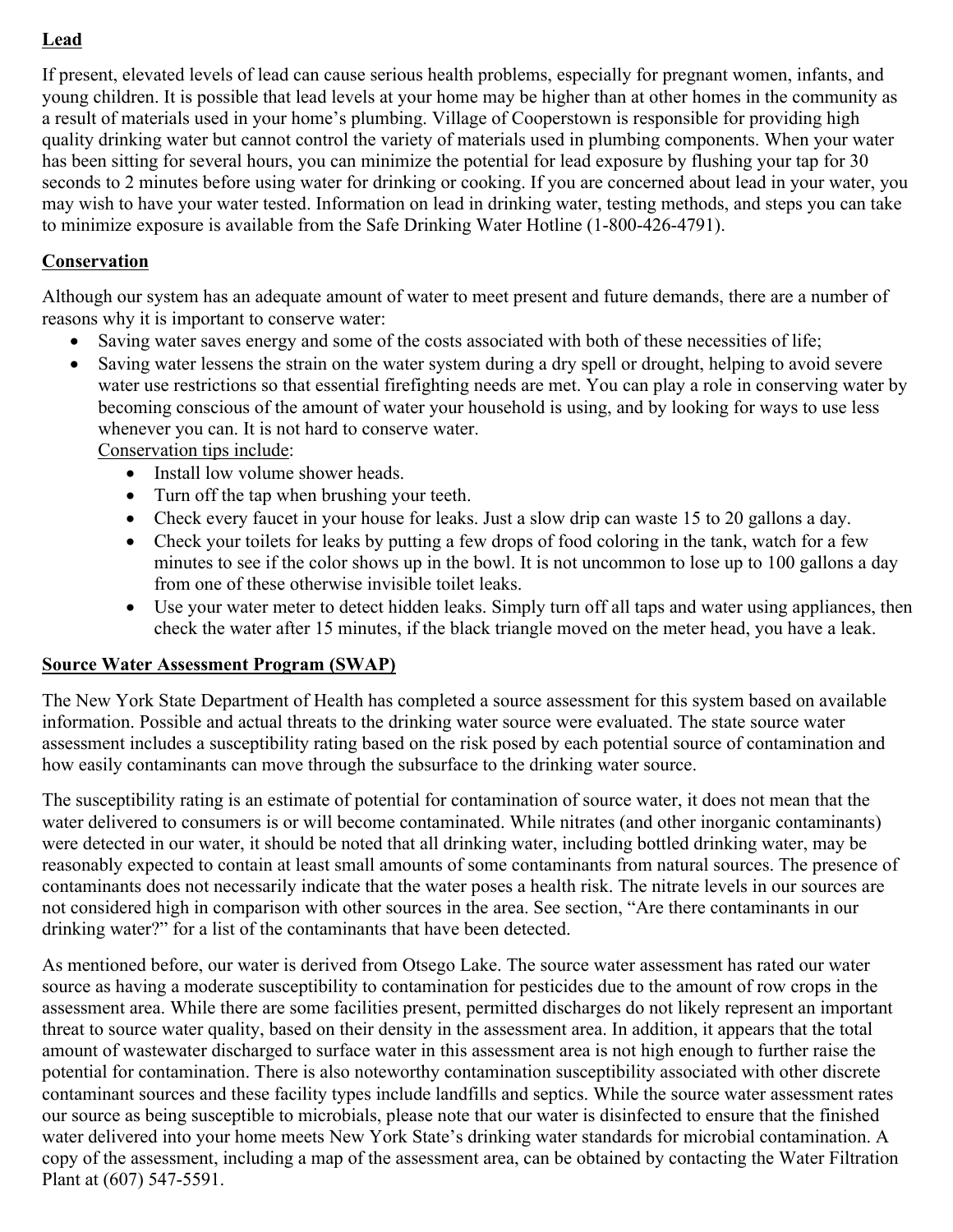**Lead**

If present, elevated levels of lead can cause serious health problems, especially for pregnant women, infants, and young children. It is possible that lead levels at your home may be higher than at other homes in the community as a result of materials used in your home's plumbing. Village of Cooperstown is responsible for providing high quality drinking water but cannot control the variety of materials used in plumbing components. When your water has been sitting for several hours, you can minimize the potential for lead exposure by flushing your tap for 30 seconds to 2 minutes before using water for drinking or cooking. If you are concerned about lead in your water, you may wish to have your water tested. Information on lead in drinking water, testing methods, and steps you can take to minimize exposure is available from the Safe Drinking Water Hotline (1-800-426-4791).

**Conservation**

Although our system has an adequate amount of water to meet present and future demands, there are a number of reasons why it is important to conserve water:

- Saving water saves energy and some of the costs associated with both of these necessities of life;
- Saving water lessens the strain on the water system during a dry spell or drought, helping to avoid severe water use restrictions so that essential firefighting needs are met. You can play a role in conserving water by becoming conscious of the amount of water your household is using, and by looking for ways to use less whenever you can. It is not hard to conserve water.

  Conservation tips include:
  - Install low volume shower heads.
  - Turn off the tap when brushing your teeth.
  - Check every faucet in your house for leaks. Just a slow drip can waste 15 to 20 gallons a day.
  - Check your toilets for leaks by putting a few drops of food coloring in the tank, watch for a few minutes to see if the color shows up in the bowl. It is not uncommon to lose up to 100 gallons a day from one of these otherwise invisible toilet leaks.
  - Use your water meter to detect hidden leaks. Simply turn off all taps and water using appliances, then check the water after 15 minutes, if the black triangle moved on the meter head, you have a leak.

**Source Water Assessment Program (SWAP)**

The New York State Department of Health has completed a source assessment for this system based on available information. Possible and actual threats to the drinking water source were evaluated. The state source water assessment includes a susceptibility rating based on the risk posed by each potential source of contamination and how easily contaminants can move through the subsurface to the drinking water source.

The susceptibility rating is an estimate of potential for contamination of source water, it does not mean that the water delivered to consumers is or will become contaminated. While nitrates (and other inorganic contaminants) were detected in our water, it should be noted that all drinking water, including bottled drinking water, may be reasonably expected to contain at least small amounts of some contaminants from natural sources. The presence of contaminants does not necessarily indicate that the water poses a health risk. The nitrate levels in our sources are not considered high in comparison with other sources in the area. See section, "Are there contaminants in our drinking water?" for a list of the contaminants that have been detected.

As mentioned before, our water is derived from Otsego Lake. The source water assessment has rated our water source as having a moderate susceptibility to contamination for pesticides due to the amount of row crops in the assessment area. While there are some facilities present, permitted discharges do not likely represent an important threat to source water quality, based on their density in the assessment area. In addition, it appears that the total amount of wastewater discharged to surface water in this assessment area is not high enough to further raise the potential for contamination. There is also noteworthy contamination susceptibility associated with other discrete contaminant sources and these facility types include landfills and septics. While the source water assessment rates our source as being susceptible to microbials, please note that our water is disinfected to ensure that the finished water delivered into your home meets New York State's drinking water standards for microbial contamination. A copy of the assessment, including a map of the assessment area, can be obtained by contacting the Water Filtration Plant at (607) 547-5591.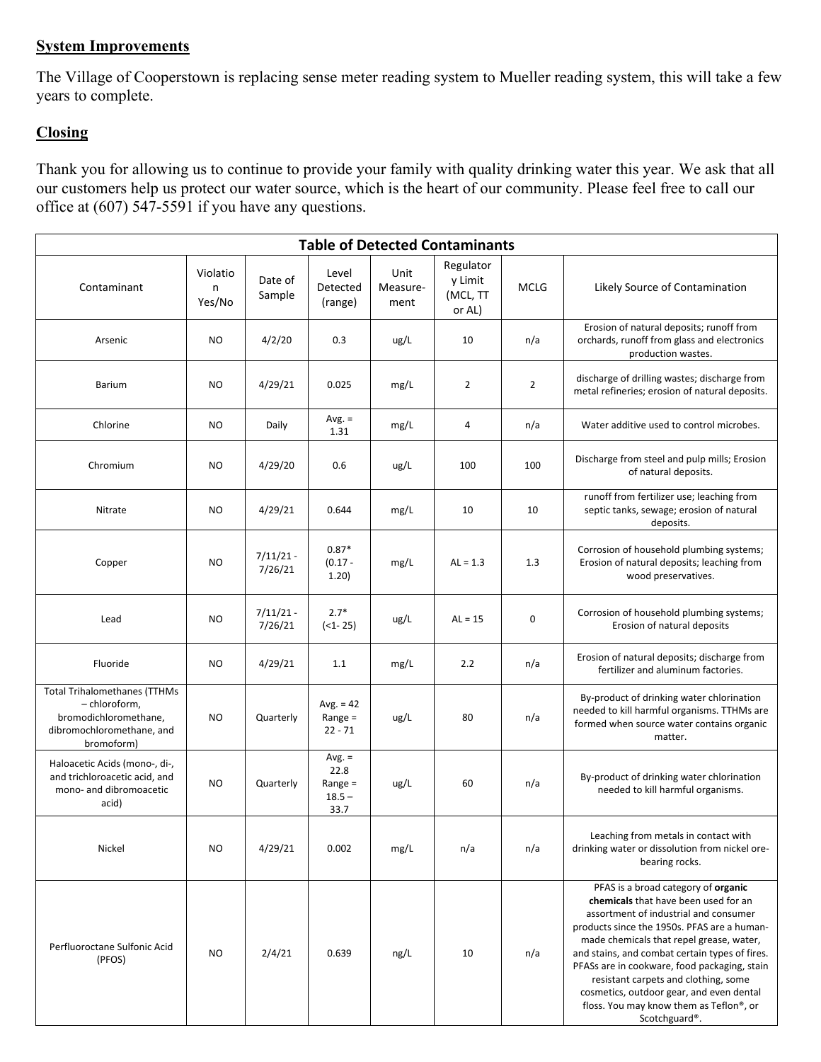## System Improvements

The Village of Cooperstown is replacing sense meter reading system to Mueller reading system, this will take a few years to complete.

## Closing

Thank you for allowing us to continue to provide your family with quality drinking water this year. We ask that all our customers help us protect our water source, which is the heart of our community. Please feel free to call our office at (607) 547-5591 if you have any questions.

**Table of Detected Contaminants**

| Contaminant | Violation Yes/No | Date of Sample | Level Detected (range) | Unit Measure-ment | Regulatory Limit (MCL, TT or AL) | MCLG | Likely Source of Contamination |
|---|---|---|---|---|---|---|---|
| Arsenic | NO | 4/2/20 | 0.3 | ug/L | 10 | n/a | Erosion of natural deposits; runoff from orchards, runoff from glass and electronics production wastes. |
| Barium | NO | 4/29/21 | 0.025 | mg/L | 2 | 2 | discharge of drilling wastes; discharge from metal refineries; erosion of natural deposits. |
| Chlorine | NO | Daily | Avg. = 1.31 | mg/L | 4 | n/a | Water additive used to control microbes. |
| Chromium | NO | 4/29/20 | 0.6 | ug/L | 100 | 100 | Discharge from steel and pulp mills; Erosion of natural deposits. |
| Nitrate | NO | 4/29/21 | 0.644 | mg/L | 10 | 10 | runoff from fertilizer use; leaching from septic tanks, sewage; erosion of natural deposits. |
| Copper | NO | 7/11/21 - 7/26/21 | 0.87* (0.17 - 1.20) | mg/L | AL = 1.3 | 1.3 | Corrosion of household plumbing systems; Erosion of natural deposits; leaching from wood preservatives. |
| Lead | NO | 7/11/21 - 7/26/21 | 2.7* (<1- 25) | ug/L | AL = 15 | 0 | Corrosion of household plumbing systems; Erosion of natural deposits |
| Fluoride | NO | 4/29/21 | 1.1 | mg/L | 2.2 | n/a | Erosion of natural deposits; discharge from fertilizer and aluminum factories. |
| Total Trihalomethanes (TTHMs – chloroform, bromodichloromethane, dibromochloromethane, and bromoform) | NO | Quarterly | Avg. = 42 Range = 22 - 71 | ug/L | 80 | n/a | By-product of drinking water chlorination needed to kill harmful organisms. TTHMs are formed when source water contains organic matter. |
| Haloacetic Acids (mono-, di-, and trichloroacetic acid, and mono- and dibromoacetic acid) | NO | Quarterly | Avg. = 22.8 Range = 18.5 – 33.7 | ug/L | 60 | n/a | By-product of drinking water chlorination needed to kill harmful organisms. |
| Nickel | NO | 4/29/21 | 0.002 | mg/L | n/a | n/a | Leaching from metals in contact with drinking water or dissolution from nickel ore-bearing rocks. |
| Perfluoroctane Sulfonic Acid (PFOS) | NO | 2/4/21 | 0.639 | ng/L | 10 | n/a | PFAS is a broad category of **organic chemicals** that have been used for an assortment of industrial and consumer products since the 1950s. PFAS are a human-made chemicals that repel grease, water, and stains, and combat certain types of fires. PFASs are in cookware, food packaging, stain resistant carpets and clothing, some cosmetics, outdoor gear, and even dental floss. You may know them as Teflon®, or Scotchguard®. |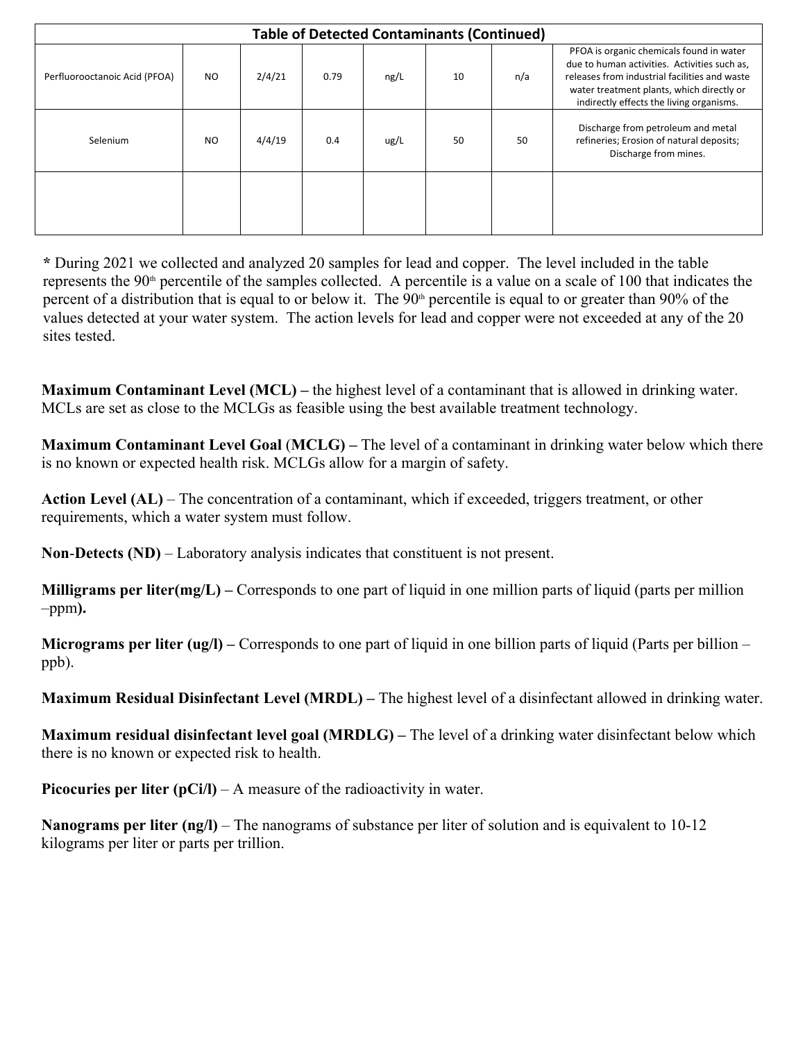**Table of Detected Contaminants (Continued)**

| | | | | | | | |
|---|---|---|---|---|---|---|---|
| Perfluorooctanoic Acid (PFOA) | NO | 2/4/21 | 0.79 | ng/L | 10 | n/a | PFOA is organic chemicals found in water due to human activities. Activities such as, releases from industrial facilities and waste water treatment plants, which directly or indirectly effects the living organisms. |
| Selenium | NO | 4/4/19 | 0.4 | ug/L | 50 | 50 | Discharge from petroleum and metal refineries; Erosion of natural deposits; Discharge from mines. |
| | | | | | | | |

**\*** During 2021 we collected and analyzed 20 samples for lead and copper. The level included in the table represents the 90th percentile of the samples collected. A percentile is a value on a scale of 100 that indicates the percent of a distribution that is equal to or below it. The 90th percentile is equal to or greater than 90% of the values detected at your water system. The action levels for lead and copper were not exceeded at any of the 20 sites tested.

**Maximum Contaminant Level (MCL) –** the highest level of a contaminant that is allowed in drinking water. MCLs are set as close to the MCLGs as feasible using the best available treatment technology.

**Maximum Contaminant Level Goal (MCLG) –** The level of a contaminant in drinking water below which there is no known or expected health risk. MCLGs allow for a margin of safety.

**Action Level (AL)** – The concentration of a contaminant, which if exceeded, triggers treatment, or other requirements, which a water system must follow.

**Non-Detects (ND)** – Laboratory analysis indicates that constituent is not present.

**Milligrams per liter(mg/L) –** Corresponds to one part of liquid in one million parts of liquid (parts per million –ppm**).**

**Micrograms per liter (ug/l) –** Corresponds to one part of liquid in one billion parts of liquid (Parts per billion – ppb).

**Maximum Residual Disinfectant Level (MRDL) –** The highest level of a disinfectant allowed in drinking water.

**Maximum residual disinfectant level goal (MRDLG) –** The level of a drinking water disinfectant below which there is no known or expected risk to health.

**Picocuries per liter (pCi/l)** – A measure of the radioactivity in water.

**Nanograms per liter (ng/l)** – The nanograms of substance per liter of solution and is equivalent to 10-12 kilograms per liter or parts per trillion.